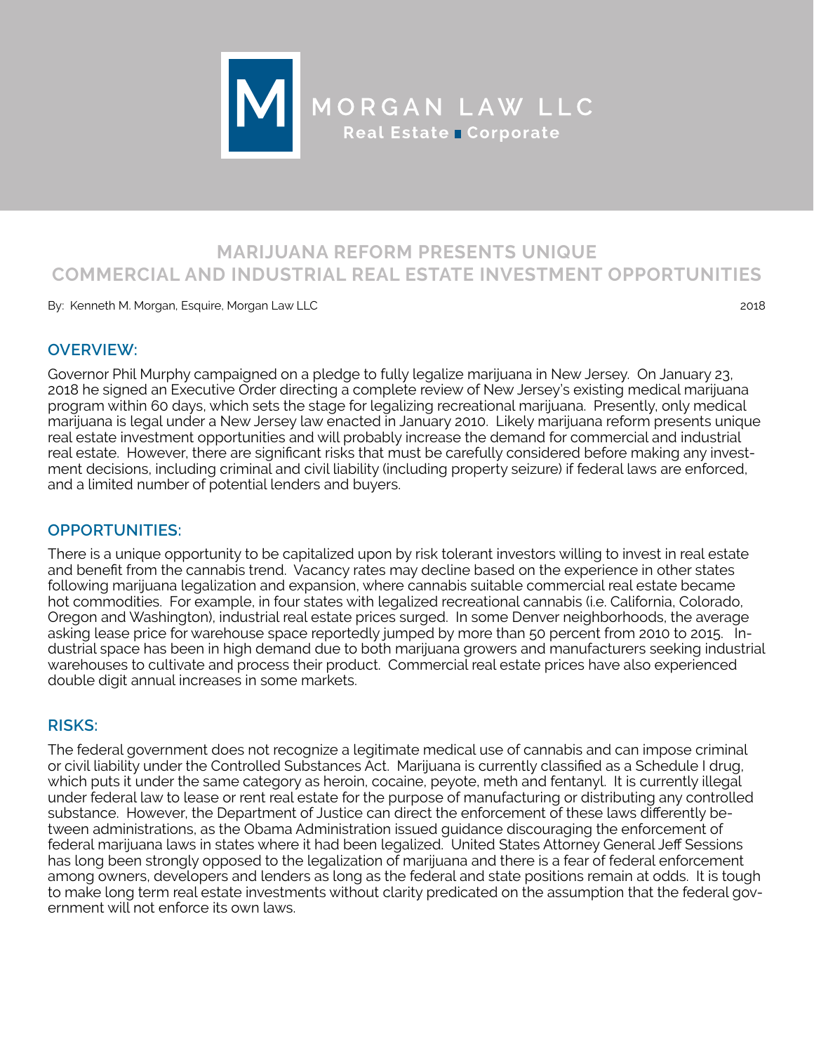MORGAN LAW LLC
Real Estate ■ Corporate

# MARIJUANA REFORM PRESENTS UNIQUE COMMERCIAL AND INDUSTRIAL REAL ESTATE INVESTMENT OPPORTUNITIES

By: Kenneth M. Morgan, Esquire, Morgan Law LLC

2018

## OVERVIEW:

Governor Phil Murphy campaigned on a pledge to fully legalize marijuana in New Jersey. On January 23, 2018 he signed an Executive Order directing a complete review of New Jersey's existing medical marijuana program within 60 days, which sets the stage for legalizing recreational marijuana. Presently, only medical marijuana is legal under a New Jersey law enacted in January 2010. Likely marijuana reform presents unique real estate investment opportunities and will probably increase the demand for commercial and industrial real estate. However, there are significant risks that must be carefully considered before making any investment decisions, including criminal and civil liability (including property seizure) if federal laws are enforced, and a limited number of potential lenders and buyers.

## OPPORTUNITIES:

There is a unique opportunity to be capitalized upon by risk tolerant investors willing to invest in real estate and benefit from the cannabis trend. Vacancy rates may decline based on the experience in other states following marijuana legalization and expansion, where cannabis suitable commercial real estate became hot commodities. For example, in four states with legalized recreational cannabis (i.e. California, Colorado, Oregon and Washington), industrial real estate prices surged. In some Denver neighborhoods, the average asking lease price for warehouse space reportedly jumped by more than 50 percent from 2010 to 2015. Industrial space has been in high demand due to both marijuana growers and manufacturers seeking industrial warehouses to cultivate and process their product. Commercial real estate prices have also experienced double digit annual increases in some markets.

## RISKS:

The federal government does not recognize a legitimate medical use of cannabis and can impose criminal or civil liability under the Controlled Substances Act. Marijuana is currently classified as a Schedule I drug, which puts it under the same category as heroin, cocaine, peyote, meth and fentanyl. It is currently illegal under federal law to lease or rent real estate for the purpose of manufacturing or distributing any controlled substance. However, the Department of Justice can direct the enforcement of these laws differently between administrations, as the Obama Administration issued guidance discouraging the enforcement of federal marijuana laws in states where it had been legalized. United States Attorney General Jeff Sessions has long been strongly opposed to the legalization of marijuana and there is a fear of federal enforcement among owners, developers and lenders as long as the federal and state positions remain at odds. It is tough to make long term real estate investments without clarity predicated on the assumption that the federal government will not enforce its own laws.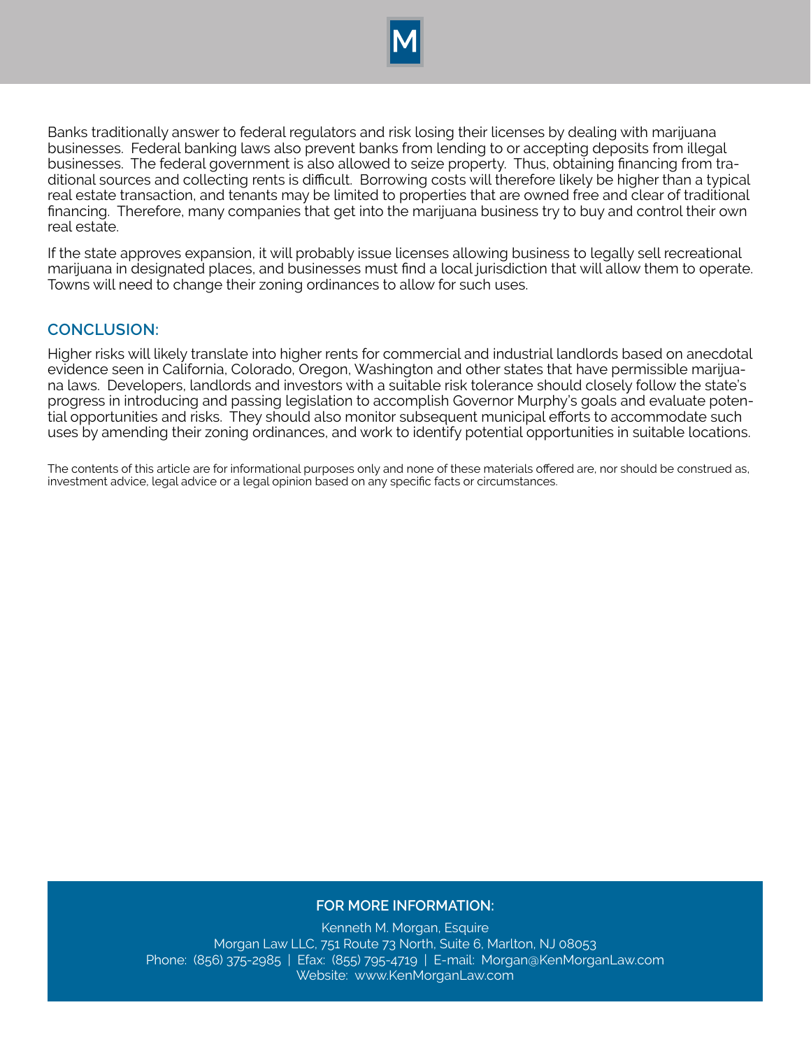Banks traditionally answer to federal regulators and risk losing their licenses by dealing with marijuana businesses. Federal banking laws also prevent banks from lending to or accepting deposits from illegal businesses. The federal government is also allowed to seize property. Thus, obtaining financing from traditional sources and collecting rents is difficult. Borrowing costs will therefore likely be higher than a typical real estate transaction, and tenants may be limited to properties that are owned free and clear of traditional financing. Therefore, many companies that get into the marijuana business try to buy and control their own real estate.

If the state approves expansion, it will probably issue licenses allowing business to legally sell recreational marijuana in designated places, and businesses must find a local jurisdiction that will allow them to operate. Towns will need to change their zoning ordinances to allow for such uses.

## CONCLUSION:

Higher risks will likely translate into higher rents for commercial and industrial landlords based on anecdotal evidence seen in California, Colorado, Oregon, Washington and other states that have permissible marijuana laws. Developers, landlords and investors with a suitable risk tolerance should closely follow the state's progress in introducing and passing legislation to accomplish Governor Murphy's goals and evaluate potential opportunities and risks. They should also monitor subsequent municipal efforts to accommodate such uses by amending their zoning ordinances, and work to identify potential opportunities in suitable locations.

The contents of this article are for informational purposes only and none of these materials offered are, nor should be construed as, investment advice, legal advice or a legal opinion based on any specific facts or circumstances.

**FOR MORE INFORMATION:**

Kenneth M. Morgan, Esquire
Morgan Law LLC, 751 Route 73 North, Suite 6, Marlton, NJ 08053
Phone: (856) 375-2985 | Efax: (855) 795-4719 | E-mail: Morgan@KenMorganLaw.com
Website: www.KenMorganLaw.com